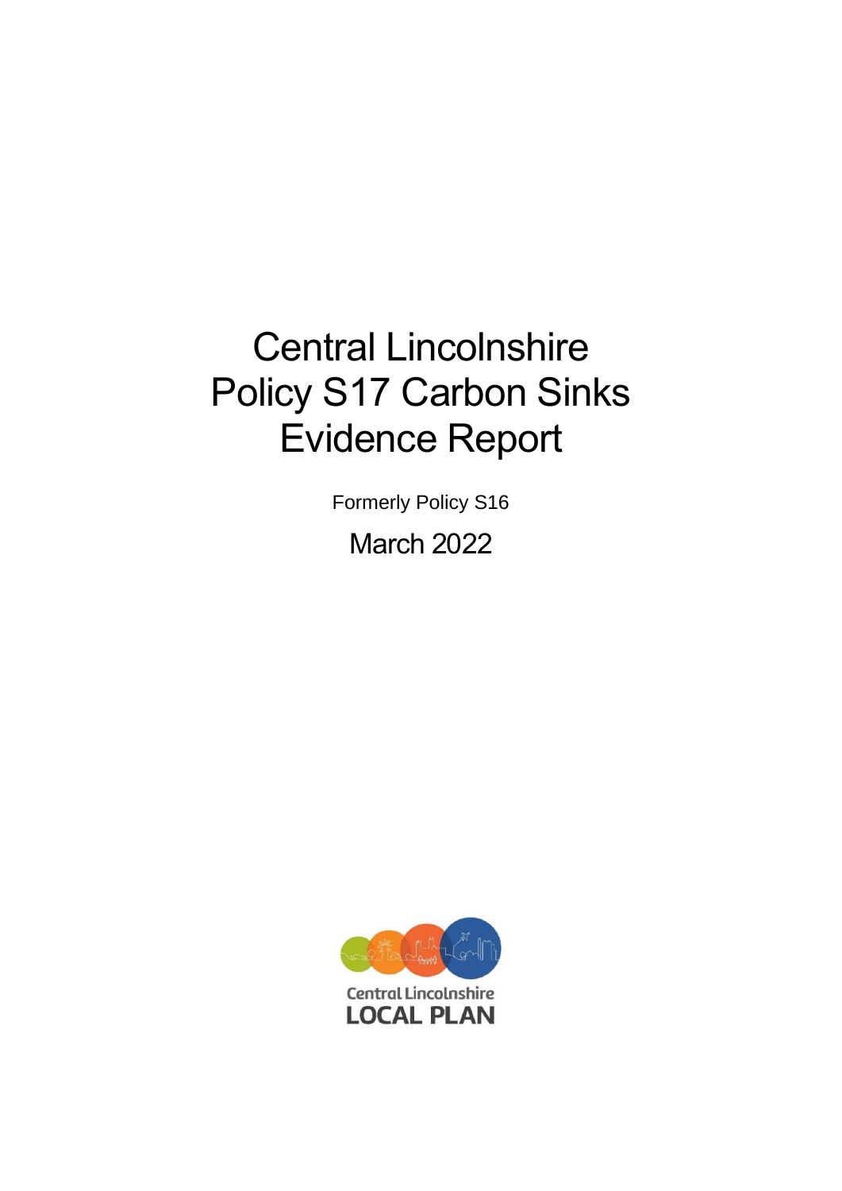# Central Lincolnshire Policy S17 Carbon Sinks Evidence Report

Formerly Policy S16

March 2022

Central Lincolnshire
LOCAL PLAN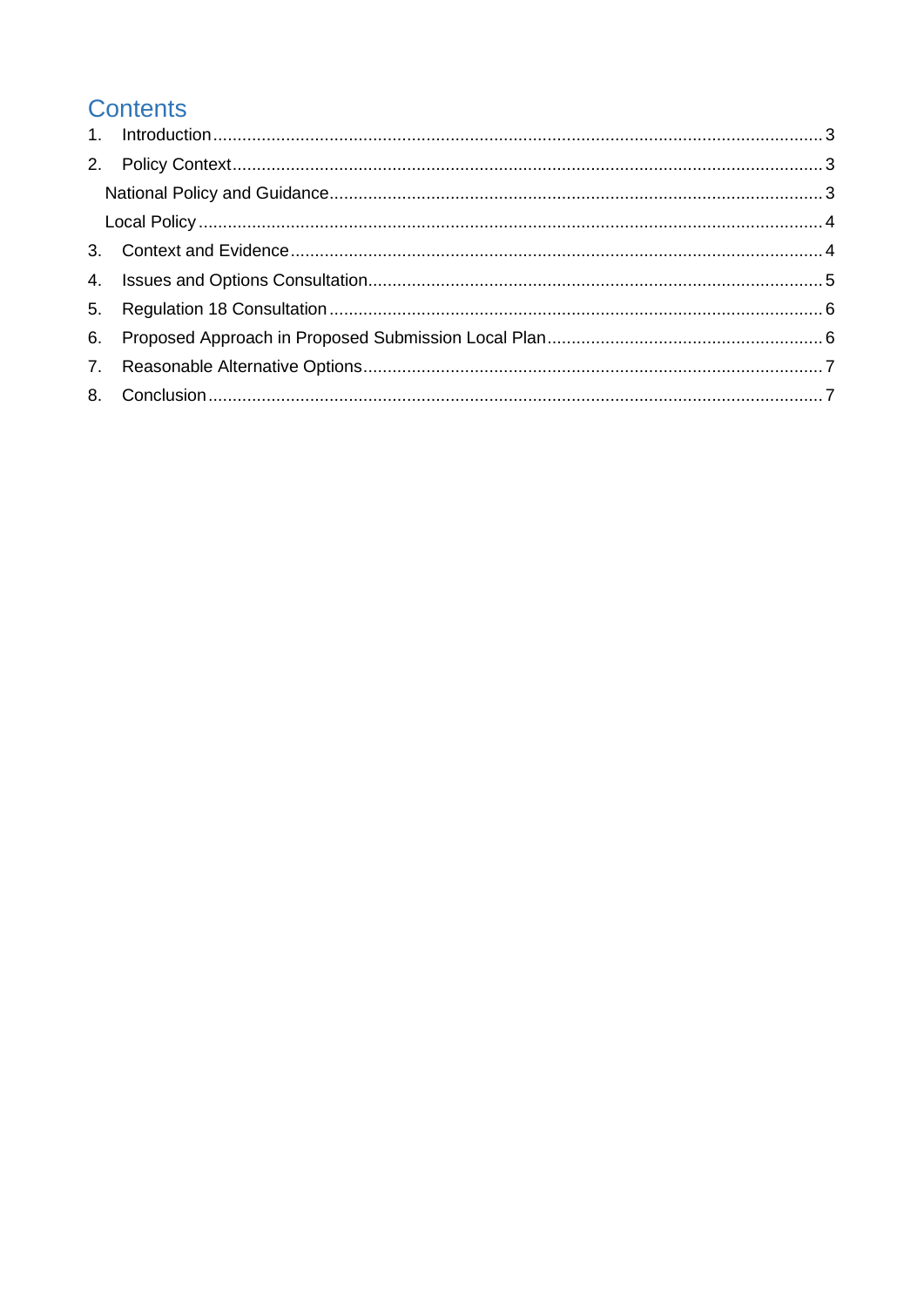# Contents

1. Introduction ........ 3
2. Policy Context ........ 3
   - National Policy and Guidance ........ 3
   - Local Policy ........ 4
3. Context and Evidence ........ 4
4. Issues and Options Consultation ........ 5
5. Regulation 18 Consultation ........ 6
6. Proposed Approach in Proposed Submission Local Plan ........ 6
7. Reasonable Alternative Options ........ 7
8. Conclusion ........ 7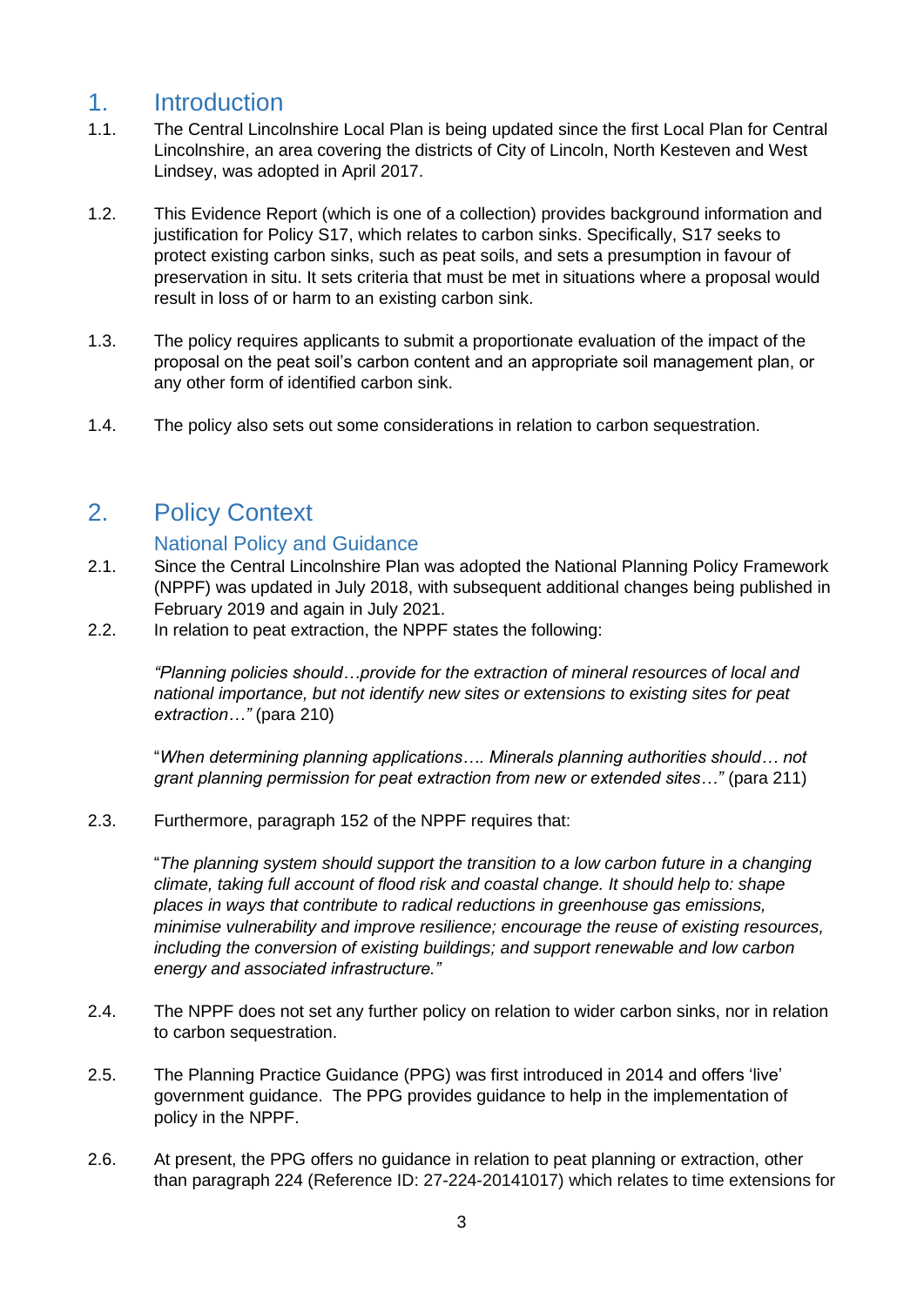# 1. Introduction

1.1. The Central Lincolnshire Local Plan is being updated since the first Local Plan for Central Lincolnshire, an area covering the districts of City of Lincoln, North Kesteven and West Lindsey, was adopted in April 2017.

1.2. This Evidence Report (which is one of a collection) provides background information and justification for Policy S17, which relates to carbon sinks. Specifically, S17 seeks to protect existing carbon sinks, such as peat soils, and sets a presumption in favour of preservation in situ. It sets criteria that must be met in situations where a proposal would result in loss of or harm to an existing carbon sink.

1.3. The policy requires applicants to submit a proportionate evaluation of the impact of the proposal on the peat soil's carbon content and an appropriate soil management plan, or any other form of identified carbon sink.

1.4. The policy also sets out some considerations in relation to carbon sequestration.

# 2. Policy Context

## National Policy and Guidance

2.1. Since the Central Lincolnshire Plan was adopted the National Planning Policy Framework (NPPF) was updated in July 2018, with subsequent additional changes being published in February 2019 and again in July 2021.

2.2. In relation to peat extraction, the NPPF states the following:

> *"Planning policies should…provide for the extraction of mineral resources of local and national importance, but not identify new sites or extensions to existing sites for peat extraction…"* (para 210)
>
> "*When determining planning applications…. Minerals planning authorities should… not grant planning permission for peat extraction from new or extended sites…"* (para 211)

2.3. Furthermore, paragraph 152 of the NPPF requires that:

> "*The planning system should support the transition to a low carbon future in a changing climate, taking full account of flood risk and coastal change. It should help to: shape places in ways that contribute to radical reductions in greenhouse gas emissions, minimise vulnerability and improve resilience; encourage the reuse of existing resources, including the conversion of existing buildings; and support renewable and low carbon energy and associated infrastructure."*

2.4. The NPPF does not set any further policy on relation to wider carbon sinks, nor in relation to carbon sequestration.

2.5. The Planning Practice Guidance (PPG) was first introduced in 2014 and offers 'live' government guidance. The PPG provides guidance to help in the implementation of policy in the NPPF.

2.6. At present, the PPG offers no guidance in relation to peat planning or extraction, other than paragraph 224 (Reference ID: 27-224-20141017) which relates to time extensions for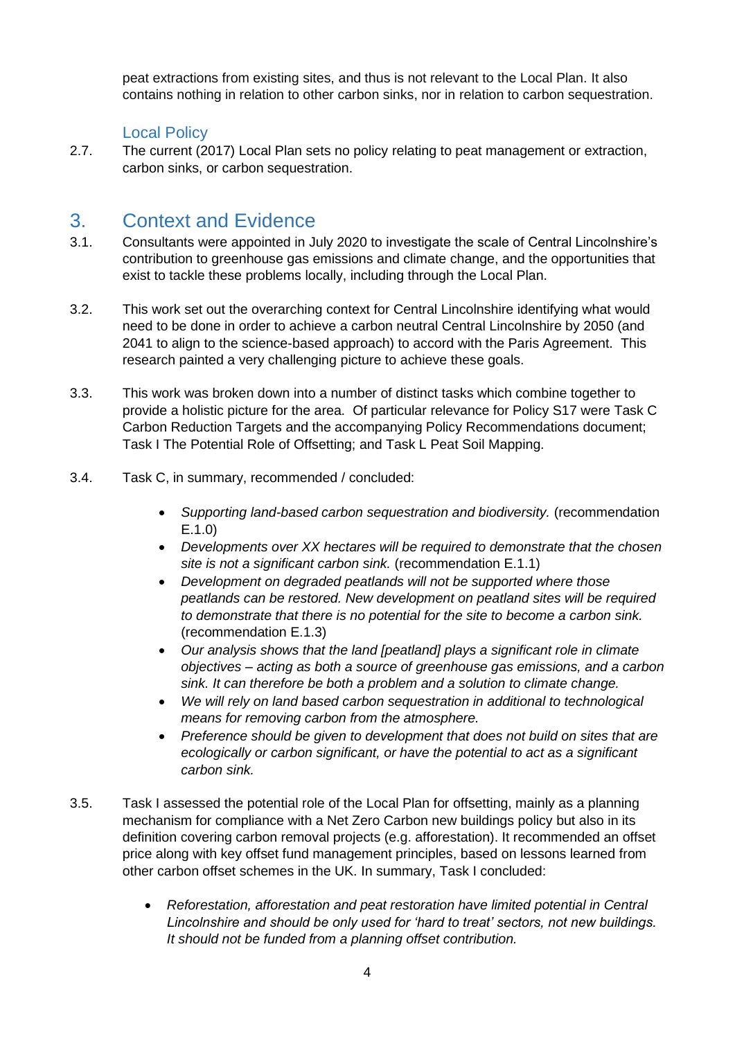peat extractions from existing sites, and thus is not relevant to the Local Plan. It also contains nothing in relation to other carbon sinks, nor in relation to carbon sequestration.

### Local Policy

2.7. The current (2017) Local Plan sets no policy relating to peat management or extraction, carbon sinks, or carbon sequestration.

## 3. Context and Evidence

3.1. Consultants were appointed in July 2020 to investigate the scale of Central Lincolnshire's contribution to greenhouse gas emissions and climate change, and the opportunities that exist to tackle these problems locally, including through the Local Plan.

3.2. This work set out the overarching context for Central Lincolnshire identifying what would need to be done in order to achieve a carbon neutral Central Lincolnshire by 2050 (and 2041 to align to the science-based approach) to accord with the Paris Agreement. This research painted a very challenging picture to achieve these goals.

3.3. This work was broken down into a number of distinct tasks which combine together to provide a holistic picture for the area. Of particular relevance for Policy S17 were Task C Carbon Reduction Targets and the accompanying Policy Recommendations document; Task I The Potential Role of Offsetting; and Task L Peat Soil Mapping.

3.4. Task C, in summary, recommended / concluded:

- *Supporting land-based carbon sequestration and biodiversity.* (recommendation E.1.0)
- *Developments over XX hectares will be required to demonstrate that the chosen site is not a significant carbon sink.* (recommendation E.1.1)
- *Development on degraded peatlands will not be supported where those peatlands can be restored. New development on peatland sites will be required to demonstrate that there is no potential for the site to become a carbon sink.* (recommendation E.1.3)
- *Our analysis shows that the land [peatland] plays a significant role in climate objectives – acting as both a source of greenhouse gas emissions, and a carbon sink. It can therefore be both a problem and a solution to climate change.*
- *We will rely on land based carbon sequestration in additional to technological means for removing carbon from the atmosphere.*
- *Preference should be given to development that does not build on sites that are ecologically or carbon significant, or have the potential to act as a significant carbon sink.*

3.5. Task I assessed the potential role of the Local Plan for offsetting, mainly as a planning mechanism for compliance with a Net Zero Carbon new buildings policy but also in its definition covering carbon removal projects (e.g. afforestation). It recommended an offset price along with key offset fund management principles, based on lessons learned from other carbon offset schemes in the UK. In summary, Task I concluded:

- *Reforestation, afforestation and peat restoration have limited potential in Central Lincolnshire and should be only used for 'hard to treat' sectors, not new buildings. It should not be funded from a planning offset contribution.*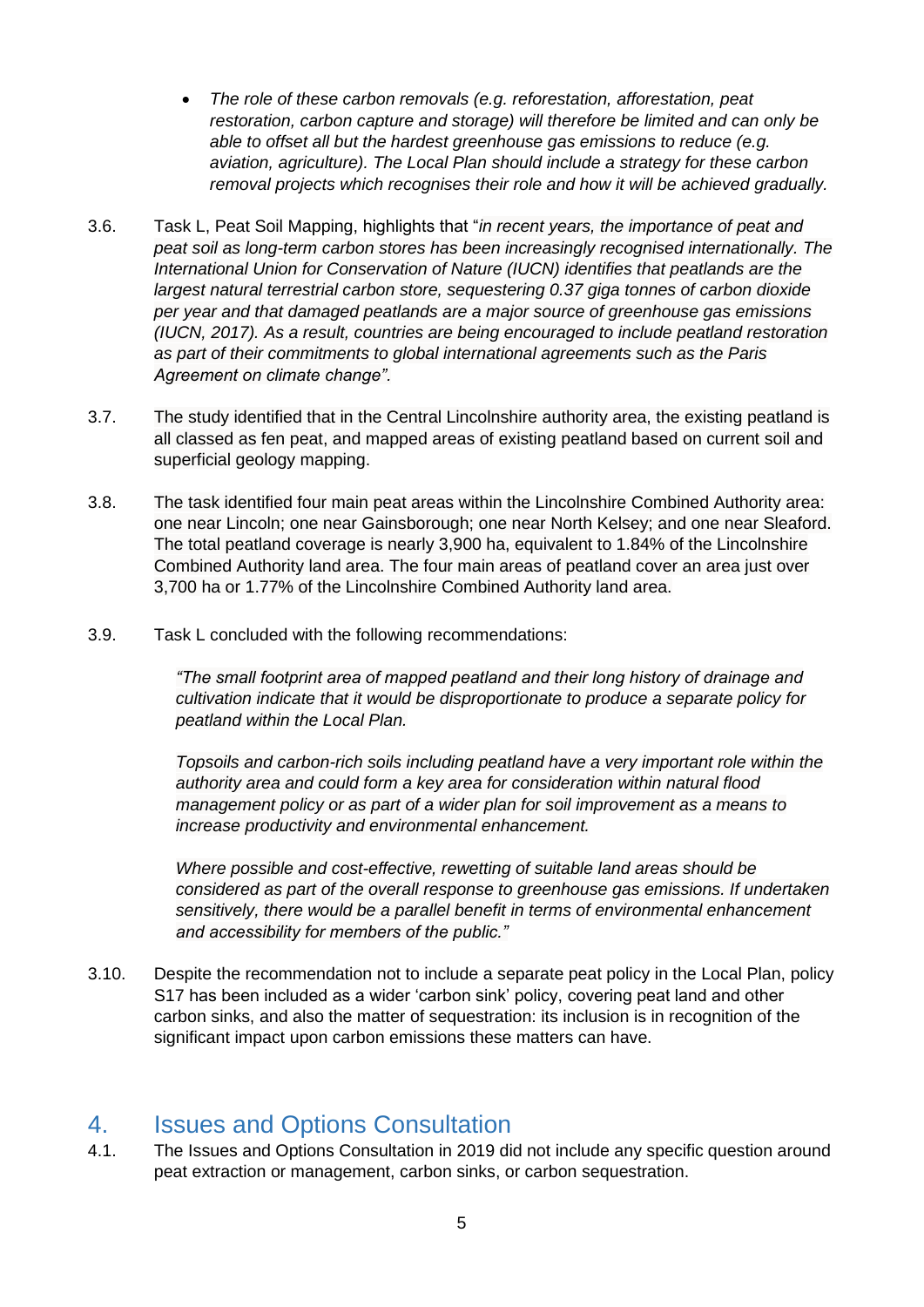- *The role of these carbon removals (e.g. reforestation, afforestation, peat restoration, carbon capture and storage) will therefore be limited and can only be able to offset all but the hardest greenhouse gas emissions to reduce (e.g. aviation, agriculture). The Local Plan should include a strategy for these carbon removal projects which recognises their role and how it will be achieved gradually.*

3.6. Task L, Peat Soil Mapping, highlights that "*in recent years, the importance of peat and peat soil as long-term carbon stores has been increasingly recognised internationally. The International Union for Conservation of Nature (IUCN) identifies that peatlands are the largest natural terrestrial carbon store, sequestering 0.37 giga tonnes of carbon dioxide per year and that damaged peatlands are a major source of greenhouse gas emissions (IUCN, 2017). As a result, countries are being encouraged to include peatland restoration as part of their commitments to global international agreements such as the Paris Agreement on climate change".*

3.7. The study identified that in the Central Lincolnshire authority area, the existing peatland is all classed as fen peat, and mapped areas of existing peatland based on current soil and superficial geology mapping.

3.8. The task identified four main peat areas within the Lincolnshire Combined Authority area: one near Lincoln; one near Gainsborough; one near North Kelsey; and one near Sleaford. The total peatland coverage is nearly 3,900 ha, equivalent to 1.84% of the Lincolnshire Combined Authority land area. The four main areas of peatland cover an area just over 3,700 ha or 1.77% of the Lincolnshire Combined Authority land area.

3.9. Task L concluded with the following recommendations:

> *"The small footprint area of mapped peatland and their long history of drainage and cultivation indicate that it would be disproportionate to produce a separate policy for peatland within the Local Plan.*
>
> *Topsoils and carbon-rich soils including peatland have a very important role within the authority area and could form a key area for consideration within natural flood management policy or as part of a wider plan for soil improvement as a means to increase productivity and environmental enhancement.*
>
> *Where possible and cost-effective, rewetting of suitable land areas should be considered as part of the overall response to greenhouse gas emissions. If undertaken sensitively, there would be a parallel benefit in terms of environmental enhancement and accessibility for members of the public."*

3.10. Despite the recommendation not to include a separate peat policy in the Local Plan, policy S17 has been included as a wider 'carbon sink' policy, covering peat land and other carbon sinks, and also the matter of sequestration: its inclusion is in recognition of the significant impact upon carbon emissions these matters can have.

## 4. Issues and Options Consultation

4.1. The Issues and Options Consultation in 2019 did not include any specific question around peat extraction or management, carbon sinks, or carbon sequestration.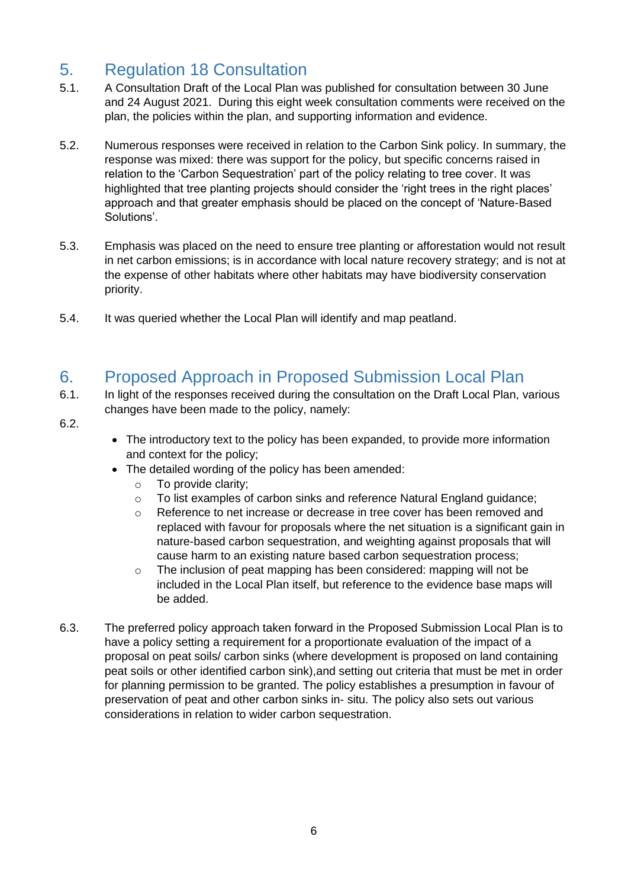## 5. Regulation 18 Consultation

5.1. A Consultation Draft of the Local Plan was published for consultation between 30 June and 24 August 2021. During this eight week consultation comments were received on the plan, the policies within the plan, and supporting information and evidence.

5.2. Numerous responses were received in relation to the Carbon Sink policy. In summary, the response was mixed: there was support for the policy, but specific concerns raised in relation to the 'Carbon Sequestration' part of the policy relating to tree cover. It was highlighted that tree planting projects should consider the 'right trees in the right places' approach and that greater emphasis should be placed on the concept of 'Nature-Based Solutions'.

5.3. Emphasis was placed on the need to ensure tree planting or afforestation would not result in net carbon emissions; is in accordance with local nature recovery strategy; and is not at the expense of other habitats where other habitats may have biodiversity conservation priority.

5.4. It was queried whether the Local Plan will identify and map peatland.

## 6. Proposed Approach in Proposed Submission Local Plan

6.1. In light of the responses received during the consultation on the Draft Local Plan, various changes have been made to the policy, namely:

6.2.

- The introductory text to the policy has been expanded, to provide more information and context for the policy;
- The detailed wording of the policy has been amended:
  - To provide clarity;
  - To list examples of carbon sinks and reference Natural England guidance;
  - Reference to net increase or decrease in tree cover has been removed and replaced with favour for proposals where the net situation is a significant gain in nature-based carbon sequestration, and weighting against proposals that will cause harm to an existing nature based carbon sequestration process;
  - The inclusion of peat mapping has been considered: mapping will not be included in the Local Plan itself, but reference to the evidence base maps will be added.

6.3. The preferred policy approach taken forward in the Proposed Submission Local Plan is to have a policy setting a requirement for a proportionate evaluation of the impact of a proposal on peat soils/ carbon sinks (where development is proposed on land containing peat soils or other identified carbon sink),and setting out criteria that must be met in order for planning permission to be granted. The policy establishes a presumption in favour of preservation of peat and other carbon sinks in- situ. The policy also sets out various considerations in relation to wider carbon sequestration.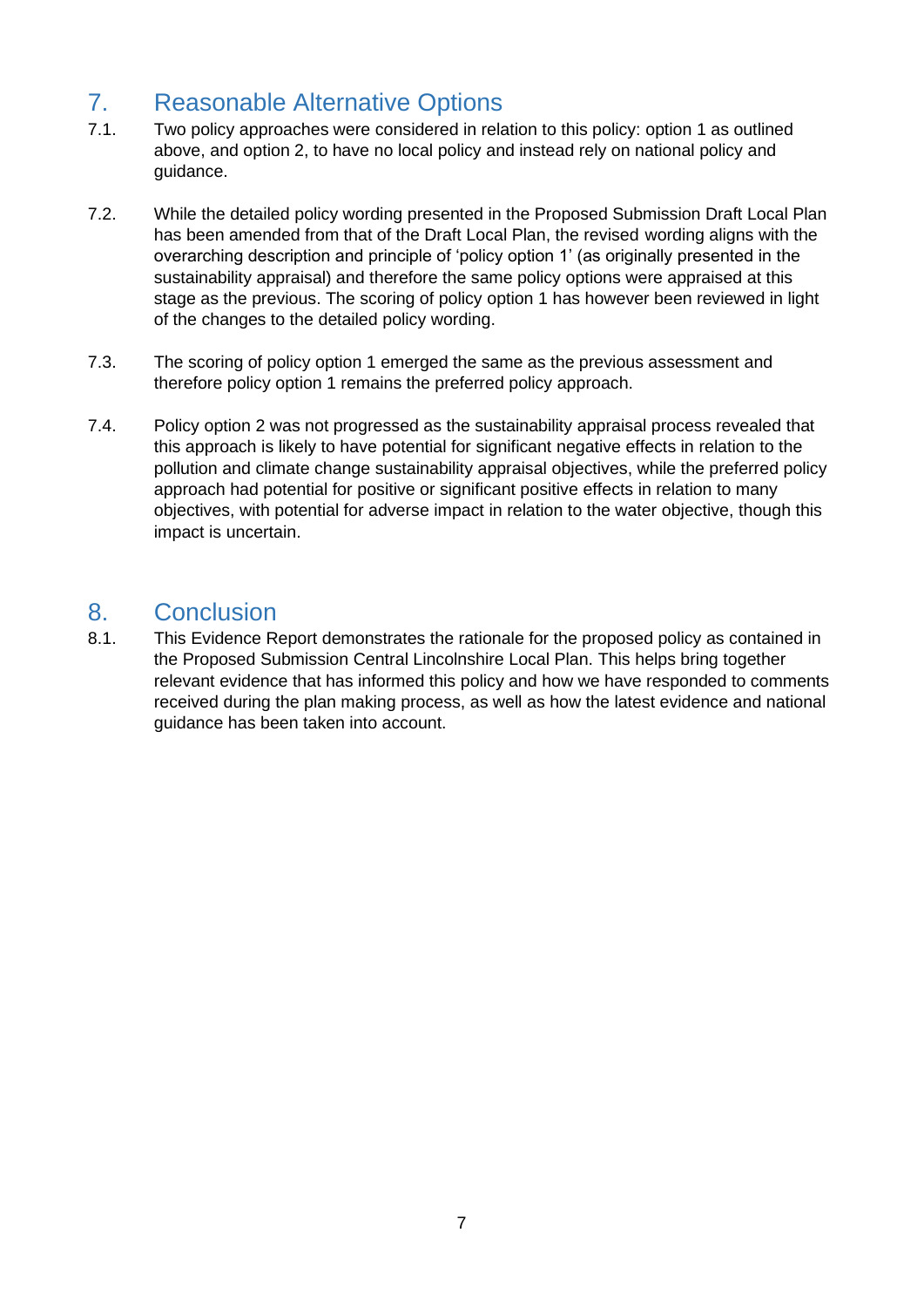## 7. Reasonable Alternative Options

7.1. Two policy approaches were considered in relation to this policy: option 1 as outlined above, and option 2, to have no local policy and instead rely on national policy and guidance.

7.2. While the detailed policy wording presented in the Proposed Submission Draft Local Plan has been amended from that of the Draft Local Plan, the revised wording aligns with the overarching description and principle of 'policy option 1' (as originally presented in the sustainability appraisal) and therefore the same policy options were appraised at this stage as the previous. The scoring of policy option 1 has however been reviewed in light of the changes to the detailed policy wording.

7.3. The scoring of policy option 1 emerged the same as the previous assessment and therefore policy option 1 remains the preferred policy approach.

7.4. Policy option 2 was not progressed as the sustainability appraisal process revealed that this approach is likely to have potential for significant negative effects in relation to the pollution and climate change sustainability appraisal objectives, while the preferred policy approach had potential for positive or significant positive effects in relation to many objectives, with potential for adverse impact in relation to the water objective, though this impact is uncertain.

## 8. Conclusion

8.1. This Evidence Report demonstrates the rationale for the proposed policy as contained in the Proposed Submission Central Lincolnshire Local Plan. This helps bring together relevant evidence that has informed this policy and how we have responded to comments received during the plan making process, as well as how the latest evidence and national guidance has been taken into account.